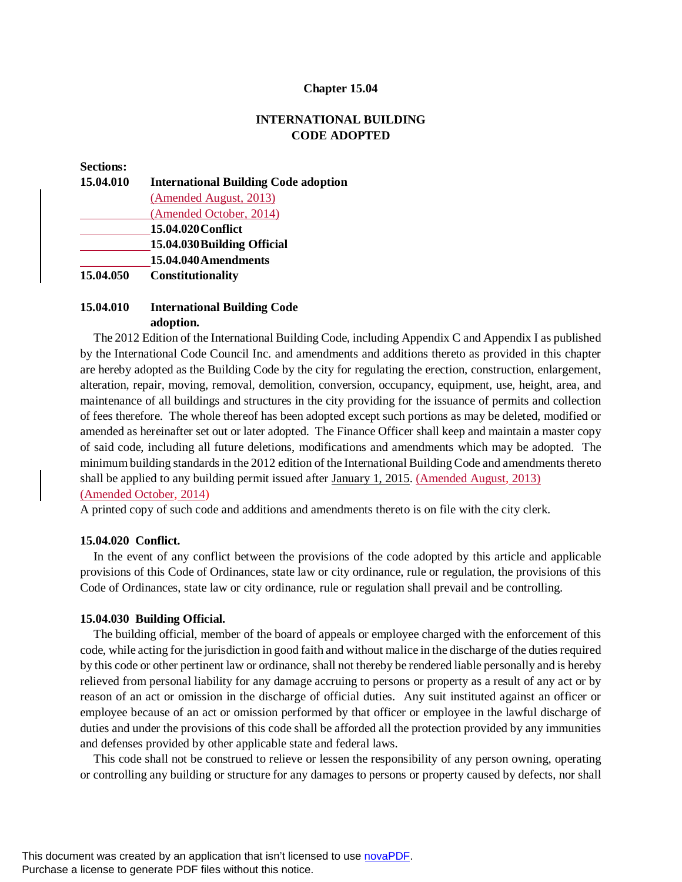# Chapter 15.04

## INTERNATIONAL BUILDING CODE ADOPTED

**Sections:**

**15.04.010 International Building Code adoption**
(Amended August, 2013)
(Amended October, 2014)
**15.04.020 Conflict**
**15.04.030 Building Official**
**15.04.040 Amendments**
**15.04.050 Constitutionality**

**15.04.010 International Building Code adoption.**

The 2012 Edition of the International Building Code, including Appendix C and Appendix I as published by the International Code Council Inc. and amendments and additions thereto as provided in this chapter are hereby adopted as the Building Code by the city for regulating the erection, construction, enlargement, alteration, repair, moving, removal, demolition, conversion, occupancy, equipment, use, height, area, and maintenance of all buildings and structures in the city providing for the issuance of permits and collection of fees therefore. The whole thereof has been adopted except such portions as may be deleted, modified or amended as hereinafter set out or later adopted. The Finance Officer shall keep and maintain a master copy of said code, including all future deletions, modifications and amendments which may be adopted. The minimum building standards in the 2012 edition of the International Building Code and amendments thereto shall be applied to any building permit issued after January 1, 2015. (Amended August, 2013) (Amended October, 2014)

A printed copy of such code and additions and amendments thereto is on file with the city clerk.

**15.04.020 Conflict.**

In the event of any conflict between the provisions of the code adopted by this article and applicable provisions of this Code of Ordinances, state law or city ordinance, rule or regulation, the provisions of this Code of Ordinances, state law or city ordinance, rule or regulation shall prevail and be controlling.

**15.04.030 Building Official.**

The building official, member of the board of appeals or employee charged with the enforcement of this code, while acting for the jurisdiction in good faith and without malice in the discharge of the duties required by this code or other pertinent law or ordinance, shall not thereby be rendered liable personally and is hereby relieved from personal liability for any damage accruing to persons or property as a result of any act or by reason of an act or omission in the discharge of official duties. Any suit instituted against an officer or employee because of an act or omission performed by that officer or employee in the lawful discharge of duties and under the provisions of this code shall be afforded all the protection provided by any immunities and defenses provided by other applicable state and federal laws.

This code shall not be construed to relieve or lessen the responsibility of any person owning, operating or controlling any building or structure for any damages to persons or property caused by defects, nor shall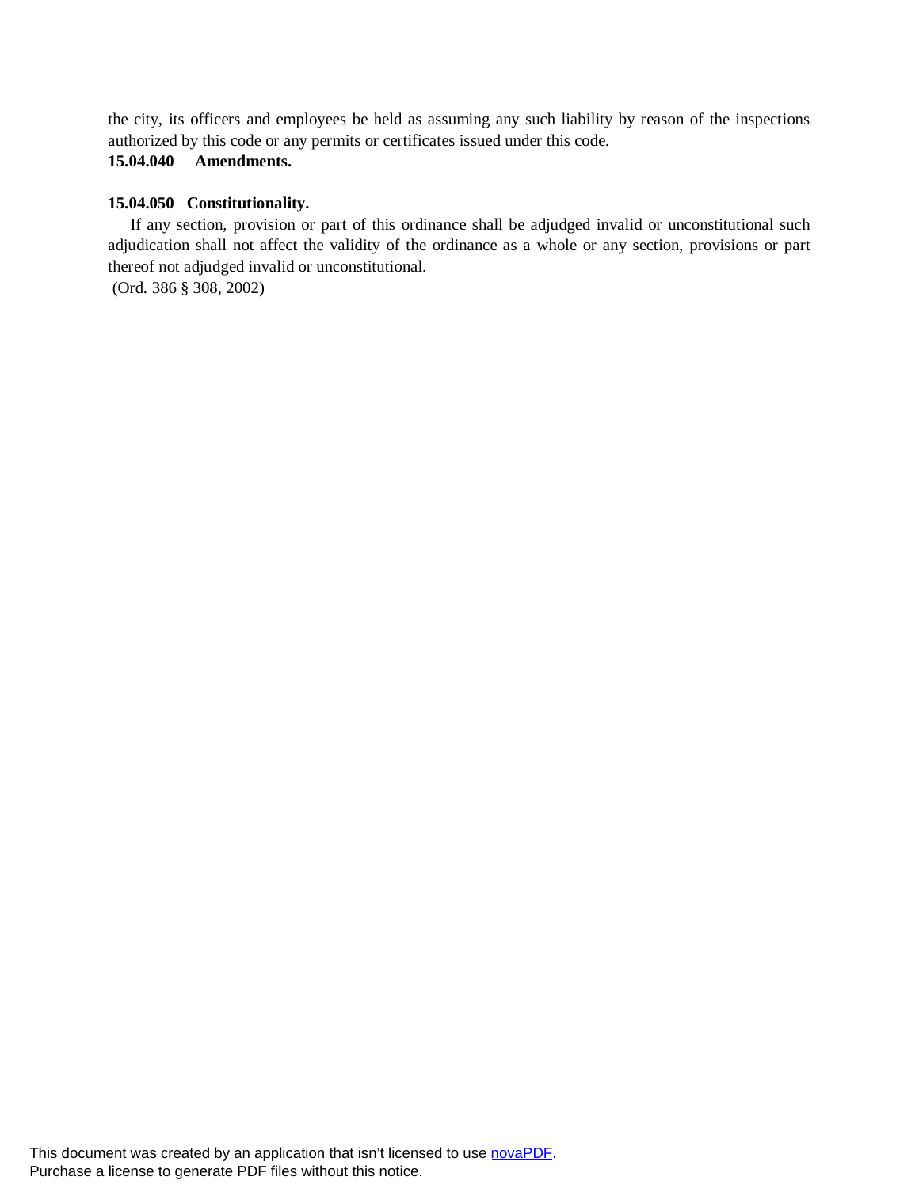the city, its officers and employees be held as assuming any such liability by reason of the inspections authorized by this code or any permits or certificates issued under this code.

**15.04.040 Amendments.**

**15.04.050 Constitutionality.**

If any section, provision or part of this ordinance shall be adjudged invalid or unconstitutional such adjudication shall not affect the validity of the ordinance as a whole or any section, provisions or part thereof not adjudged invalid or unconstitutional.

(Ord. 386 § 308, 2002)

This document was created by an application that isn't licensed to use novaPDF.
Purchase a license to generate PDF files without this notice.